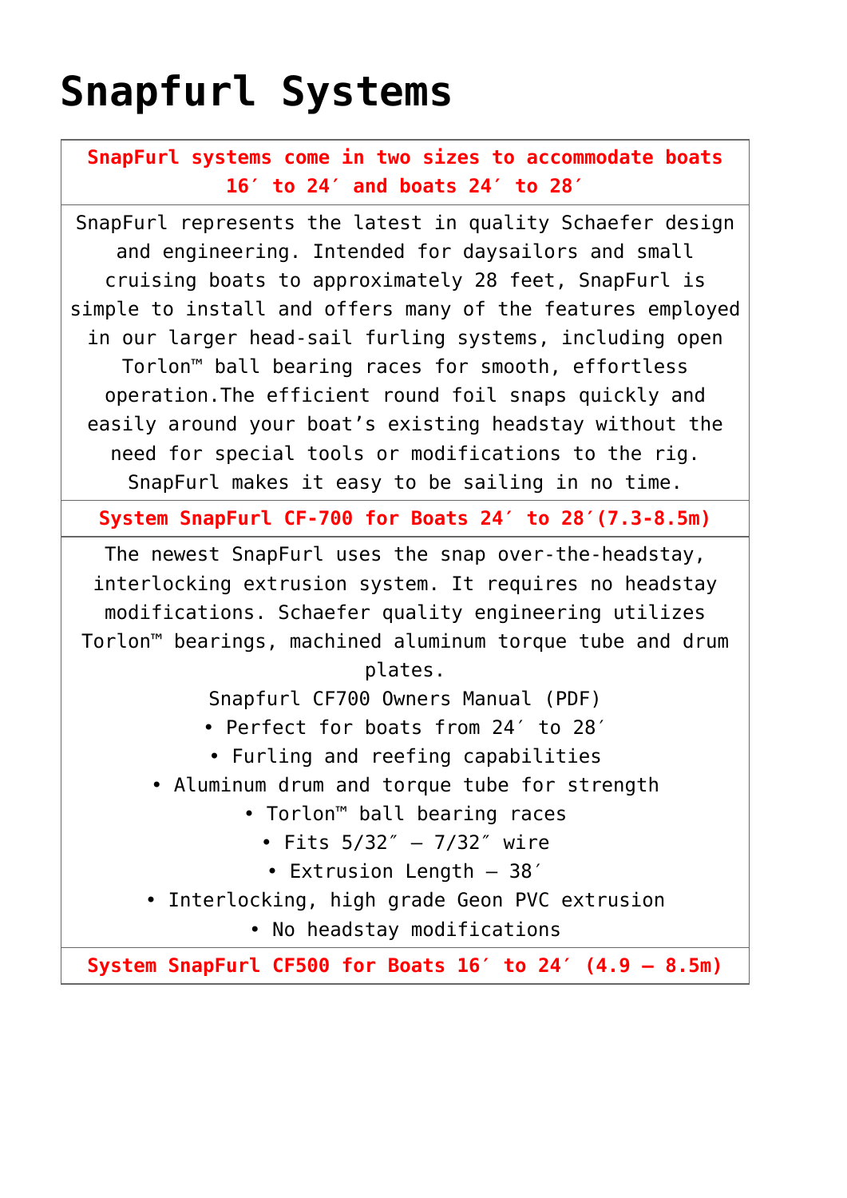# Snapfurl Systems

| SnapFurl systems come in two sizes to accommodate boats 16′ to 24′ and boats 24′ to 28′ |
|---|
| SnapFurl represents the latest in quality Schaefer design and engineering. Intended for daysailors and small cruising boats to approximately 28 feet, SnapFurl is simple to install and offers many of the features employed in our larger head-sail furling systems, including open Torlon™ ball bearing races for smooth, effortless operation.The efficient round foil snaps quickly and easily around your boat's existing headstay without the need for special tools or modifications to the rig. SnapFurl makes it easy to be sailing in no time. |
| **System SnapFurl CF-700 for Boats 24′ to 28′(7.3-8.5m)** |
| The newest SnapFurl uses the snap over-the-headstay, interlocking extrusion system. It requires no headstay modifications. Schaefer quality engineering utilizes Torlon™ bearings, machined aluminum torque tube and drum plates.<br>Snapfurl CF700 Owners Manual (PDF)<br>• Perfect for boats from 24′ to 28′<br>• Furling and reefing capabilities<br>• Aluminum drum and torque tube for strength<br>• Torlon™ ball bearing races<br>• Fits 5/32″ – 7/32″ wire<br>• Extrusion Length – 38′<br>• Interlocking, high grade Geon PVC extrusion<br>• No headstay modifications |
| **System SnapFurl CF500 for Boats 16′ to 24′ (4.9 – 8.5m)** |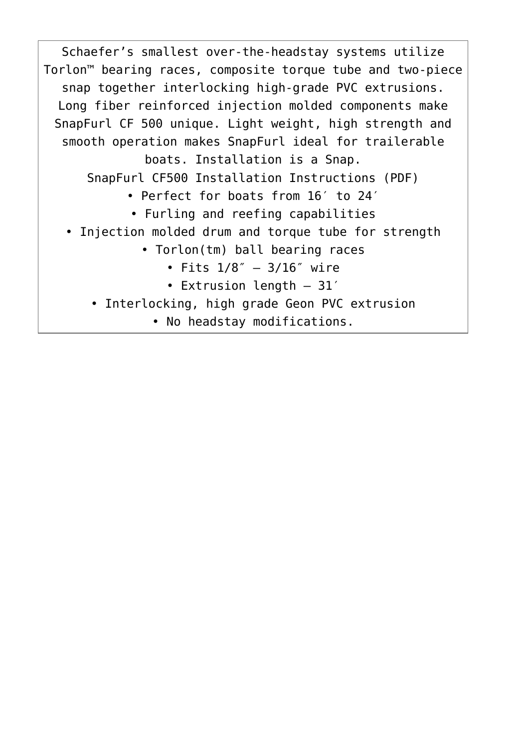Schaefer's smallest over-the-headstay systems utilize Torlon™ bearing races, composite torque tube and two-piece snap together interlocking high-grade PVC extrusions. Long fiber reinforced injection molded components make SnapFurl CF 500 unique. Light weight, high strength and smooth operation makes SnapFurl ideal for trailerable boats. Installation is a Snap.

SnapFurl CF500 Installation Instructions (PDF)

- Perfect for boats from 16′ to 24′
- Furling and reefing capabilities
- Injection molded drum and torque tube for strength
- Torlon(tm) ball bearing races
- Fits 1/8″ – 3/16″ wire
- Extrusion length – 31′
- Interlocking, high grade Geon PVC extrusion
- No headstay modifications.